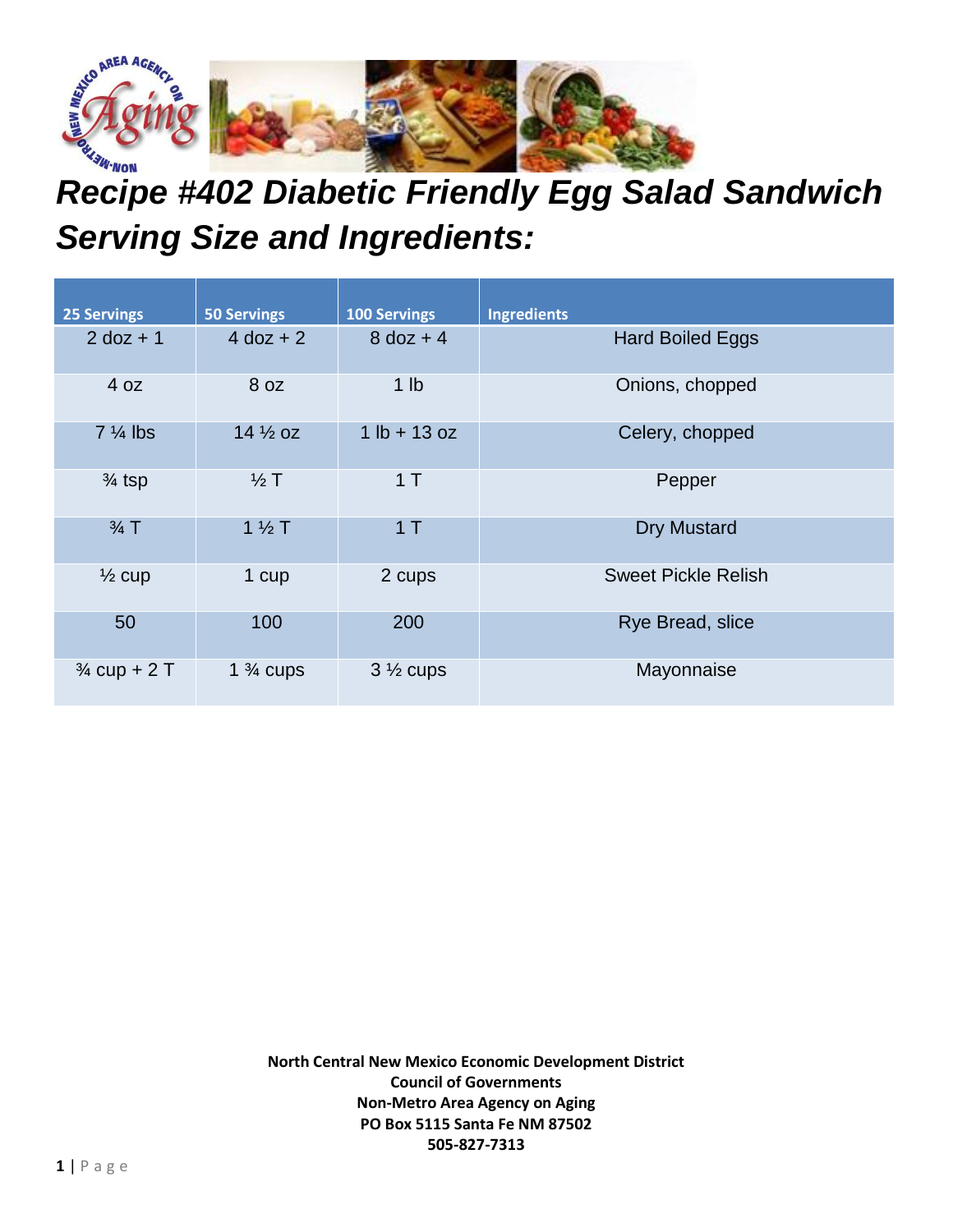# *Recipe #402 Diabetic Friendly Egg Salad Sandwich*
# *Serving Size and Ingredients:*

| 25 Servings | 50 Servings | 100 Servings | Ingredients |
|---|---|---|---|
| 2 doz + 1 | 4 doz + 2 | 8 doz + 4 | Hard Boiled Eggs |
| 4 oz | 8 oz | 1 lb | Onions, chopped |
| 7 ¼ lbs | 14 ½ oz | 1 lb + 13 oz | Celery, chopped |
| ¾ tsp | ½ T | 1 T | Pepper |
| ¾ T | 1 ½ T | 1 T | Dry Mustard |
| ½ cup | 1 cup | 2 cups | Sweet Pickle Relish |
| 50 | 100 | 200 | Rye Bread, slice |
| ¾ cup + 2 T | 1 ¾ cups | 3 ½ cups | Mayonnaise |

**North Central New Mexico Economic Development District**
**Council of Governments**
**Non-Metro Area Agency on Aging**
**PO Box 5115 Santa Fe NM 87502**
**505-827-7313**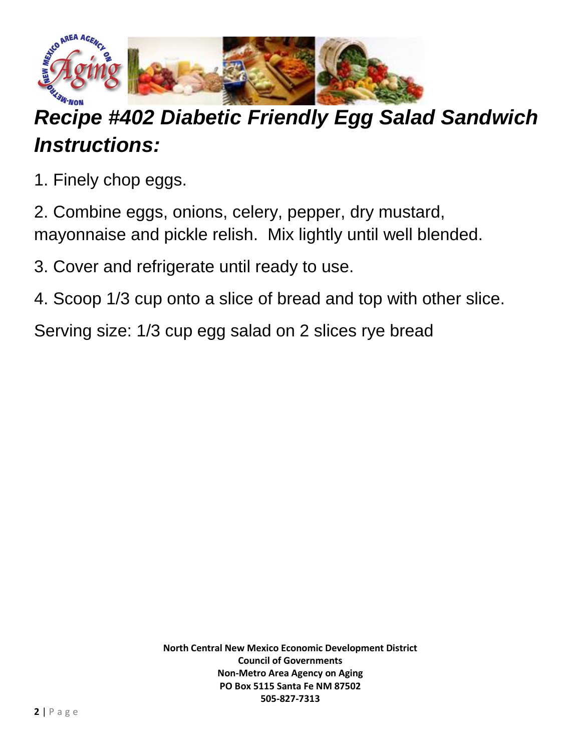# *Recipe #402 Diabetic Friendly Egg Salad Sandwich Instructions:*

1. Finely chop eggs.
2. Combine eggs, onions, celery, pepper, dry mustard, mayonnaise and pickle relish. Mix lightly until well blended.
3. Cover and refrigerate until ready to use.
4. Scoop 1/3 cup onto a slice of bread and top with other slice.

Serving size: 1/3 cup egg salad on 2 slices rye bread

**North Central New Mexico Economic Development District**
**Council of Governments**
**Non-Metro Area Agency on Aging**
**PO Box 5115 Santa Fe NM 87502**
**505-827-7313**